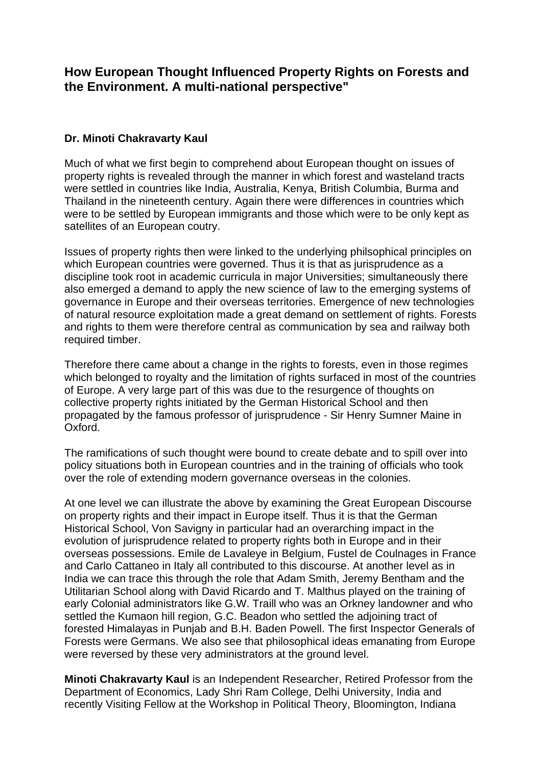# How European Thought Influenced Property Rights on Forests and the Environment. A multi-national perspective"

**Dr. Minoti Chakravarty Kaul**

Much of what we first begin to comprehend about European thought on issues of property rights is revealed through the manner in which forest and wasteland tracts were settled in countries like India, Australia, Kenya, British Columbia, Burma and Thailand in the nineteenth century. Again there were differences in countries which were to be settled by European immigrants and those which were to be only kept as satellites of an European coutry.

Issues of property rights then were linked to the underlying philsophical principles on which European countries were governed. Thus it is that as jurisprudence as a discipline took root in academic curricula in major Universities; simultaneously there also emerged a demand to apply the new science of law to the emerging systems of governance in Europe and their overseas territories. Emergence of new technologies of natural resource exploitation made a great demand on settlement of rights. Forests and rights to them were therefore central as communication by sea and railway both required timber.

Therefore there came about a change in the rights to forests, even in those regimes which belonged to royalty and the limitation of rights surfaced in most of the countries of Europe. A very large part of this was due to the resurgence of thoughts on collective property rights initiated by the German Historical School and then propagated by the famous professor of jurisprudence - Sir Henry Sumner Maine in Oxford.

The ramifications of such thought were bound to create debate and to spill over into policy situations both in European countries and in the training of officials who took over the role of extending modern governance overseas in the colonies.

At one level we can illustrate the above by examining the Great European Discourse on property rights and their impact in Europe itself. Thus it is that the German Historical School, Von Savigny in particular had an overarching impact in the evolution of jurisprudence related to property rights both in Europe and in their overseas possessions. Emile de Lavaleye in Belgium, Fustel de Coulnages in France and Carlo Cattaneo in Italy all contributed to this discourse. At another level as in India we can trace this through the role that Adam Smith, Jeremy Bentham and the Utilitarian School along with David Ricardo and T. Malthus played on the training of early Colonial administrators like G.W. Traill who was an Orkney landowner and who settled the Kumaon hill region, G.C. Beadon who settled the adjoining tract of forested Himalayas in Punjab and B.H. Baden Powell. The first Inspector Generals of Forests were Germans. We also see that philosophical ideas emanating from Europe were reversed by these very administrators at the ground level.

**Minoti Chakravarty Kaul** is an Independent Researcher, Retired Professor from the Department of Economics, Lady Shri Ram College, Delhi University, India and recently Visiting Fellow at the Workshop in Political Theory, Bloomington, Indiana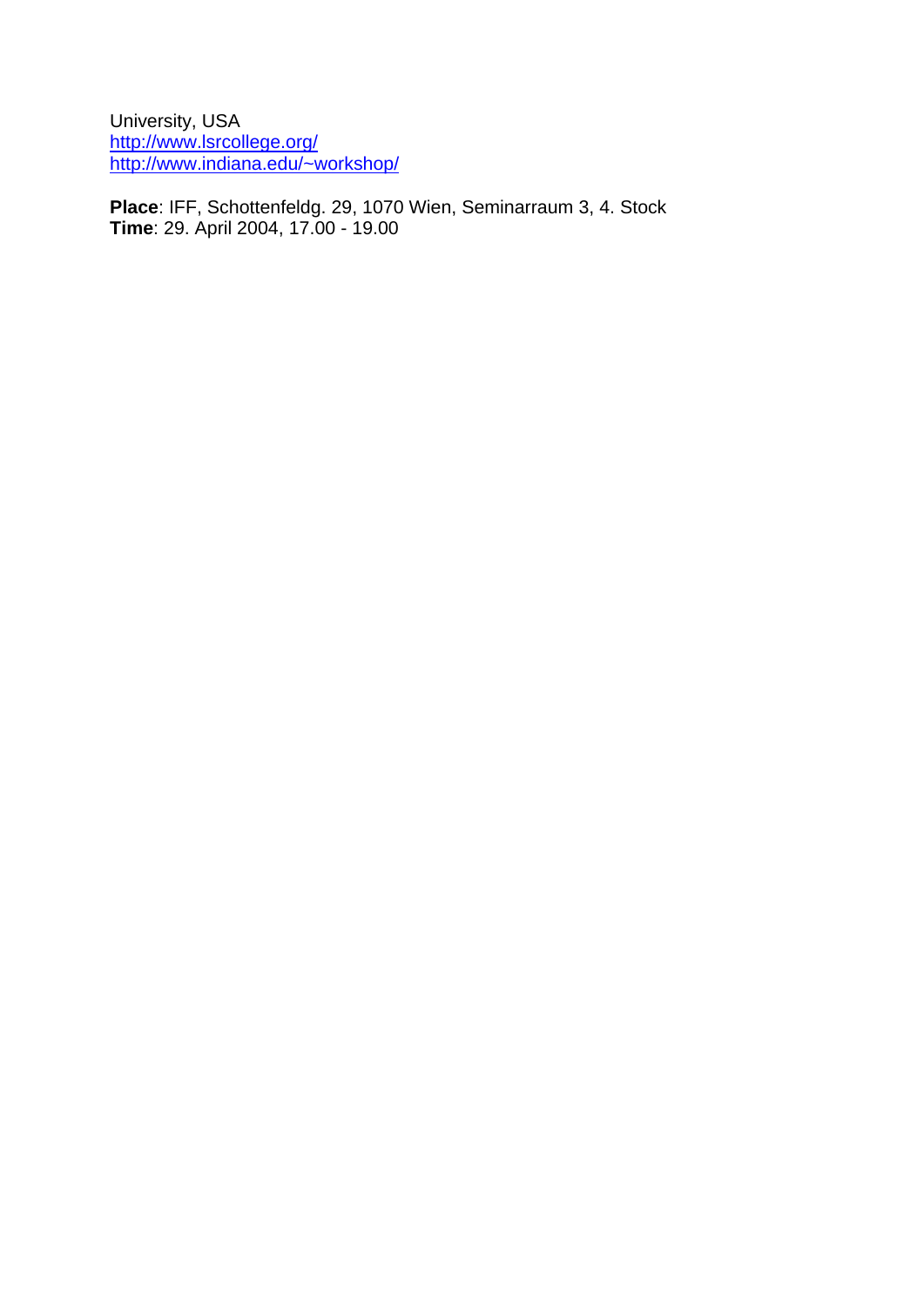University, USA
http://www.lsrcollege.org/
http://www.indiana.edu/~workshop/

**Place**: IFF, Schottenfeldg. 29, 1070 Wien, Seminarraum 3, 4. Stock
**Time**: 29. April 2004, 17.00 - 19.00